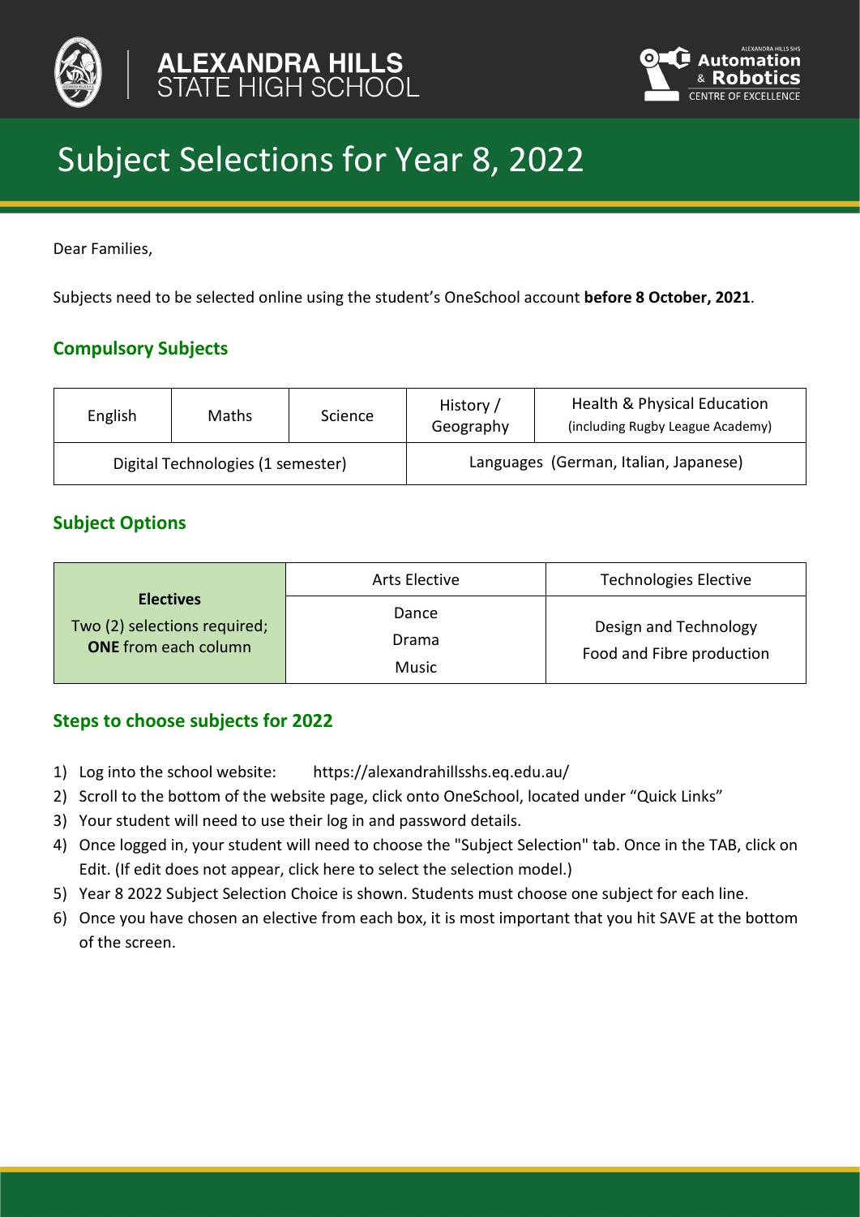ALEXANDRA HILLS STATE HIGH SCHOOL

Automation & Robotics CENTRE OF EXCELLENCE

# Subject Selections for Year 8, 2022

Dear Families,

Subjects need to be selected online using the student's OneSchool account **before 8 October, 2021**.

## Compulsory Subjects

| English | Maths | Science | History / Geography | Health & Physical Education (including Rugby League Academy) |
|---|---|---|---|---|
| Digital Technologies (1 semester) | | | Languages (German, Italian, Japanese) | |

## Subject Options

| **Electives** Two (2) selections required; **ONE** from each column | Arts Elective | Technologies Elective |
|---|---|---|
| | Dance<br>Drama<br>Music | Design and Technology<br>Food and Fibre production |

## Steps to choose subjects for 2022

1) Log into the school website: https://alexandrahillsshs.eq.edu.au/
2) Scroll to the bottom of the website page, click onto OneSchool, located under "Quick Links"
3) Your student will need to use their log in and password details.
4) Once logged in, your student will need to choose the "Subject Selection" tab. Once in the TAB, click on Edit. (If edit does not appear, click here to select the selection model.)
5) Year 8 2022 Subject Selection Choice is shown. Students must choose one subject for each line.
6) Once you have chosen an elective from each box, it is most important that you hit SAVE at the bottom of the screen.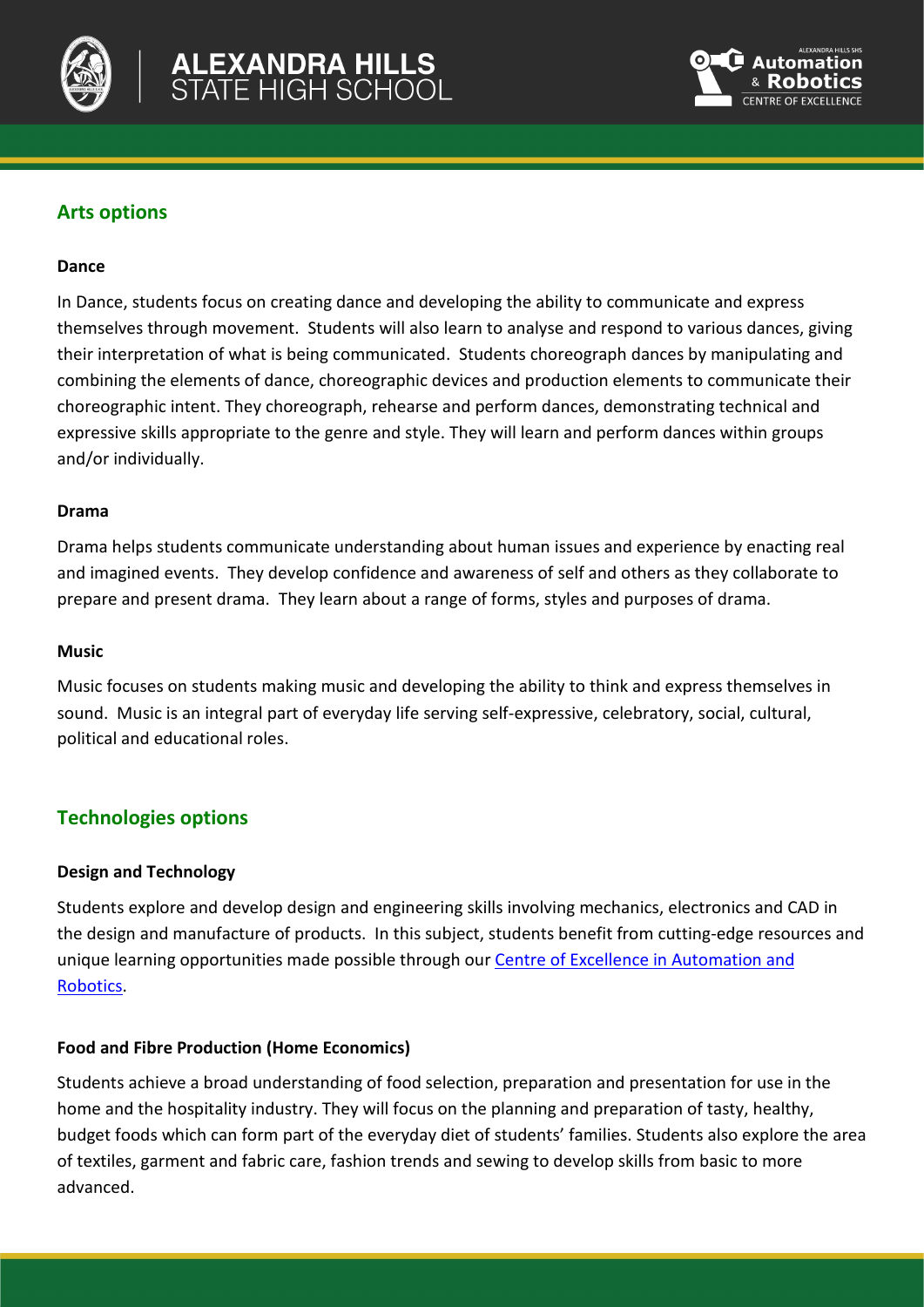## Arts options

### Dance

In Dance, students focus on creating dance and developing the ability to communicate and express themselves through movement. Students will also learn to analyse and respond to various dances, giving their interpretation of what is being communicated. Students choreograph dances by manipulating and combining the elements of dance, choreographic devices and production elements to communicate their choreographic intent. They choreograph, rehearse and perform dances, demonstrating technical and expressive skills appropriate to the genre and style. They will learn and perform dances within groups and/or individually.

### Drama

Drama helps students communicate understanding about human issues and experience by enacting real and imagined events. They develop confidence and awareness of self and others as they collaborate to prepare and present drama. They learn about a range of forms, styles and purposes of drama.

### Music

Music focuses on students making music and developing the ability to think and express themselves in sound. Music is an integral part of everyday life serving self-expressive, celebratory, social, cultural, political and educational roles.

## Technologies options

### Design and Technology

Students explore and develop design and engineering skills involving mechanics, electronics and CAD in the design and manufacture of products. In this subject, students benefit from cutting-edge resources and unique learning opportunities made possible through our Centre of Excellence in Automation and Robotics.

### Food and Fibre Production (Home Economics)

Students achieve a broad understanding of food selection, preparation and presentation for use in the home and the hospitality industry. They will focus on the planning and preparation of tasty, healthy, budget foods which can form part of the everyday diet of students' families. Students also explore the area of textiles, garment and fabric care, fashion trends and sewing to develop skills from basic to more advanced.